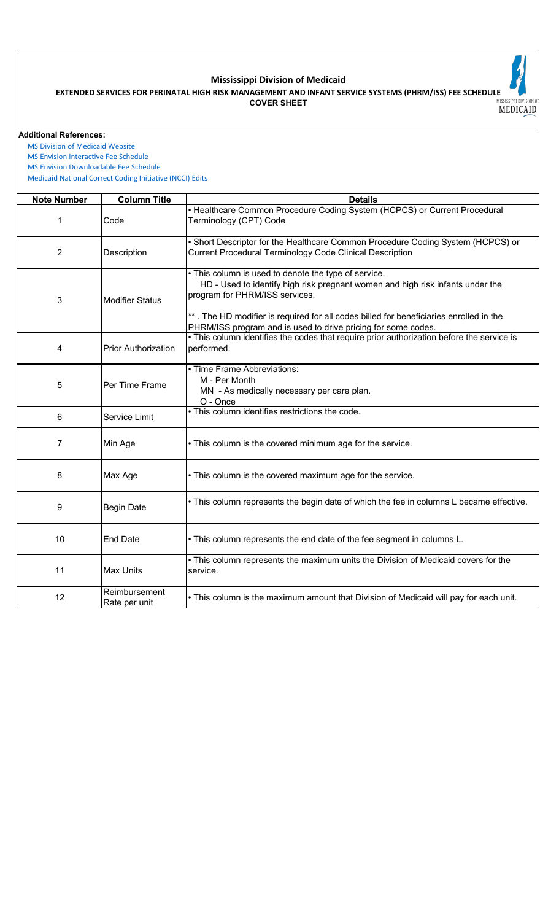# Mississippi Division of Medicaid

## EXTENDED SERVICES FOR PERINATAL HIGH RISK MANAGEMENT AND INFANT SERVICE SYSTEMS (PHRM/ISS) FEE SCHEDULE

### COVER SHEET

**Additional References:**

MS Division of Medicaid Website
MS Envision Interactive Fee Schedule
MS Envision Downloadable Fee Schedule
Medicaid National Correct Coding Initiative (NCCI) Edits

| Note Number | Column Title | Details |
|---|---|---|
| 1 | Code | • Healthcare Common Procedure Coding System (HCPCS) or Current Procedural Terminology (CPT) Code |
| 2 | Description | • Short Descriptor for the Healthcare Common Procedure Coding System (HCPCS) or Current Procedural Terminology Code Clinical Description |
| 3 | Modifier Status | • This column is used to denote the type of service.<br>HD - Used to identify high risk pregnant women and high risk infants under the program for PHRM/ISS services.<br><br>** . The HD modifier is required for all codes billed for beneficiaries enrolled in the PHRM/ISS program and is used to drive pricing for some codes. |
| 4 | Prior Authorization | • This column identifies the codes that require prior authorization before the service is performed. |
| 5 | Per Time Frame | • Time Frame Abbreviations:<br>M - Per Month<br>MN - As medically necessary per care plan.<br>O - Once |
| 6 | Service Limit | • This column identifies restrictions the code. |
| 7 | Min Age | • This column is the covered minimum age for the service. |
| 8 | Max Age | • This column is the covered maximum age for the service. |
| 9 | Begin Date | • This column represents the begin date of which the fee in columns L became effective. |
| 10 | End Date | • This column represents the end date of the fee segment in columns L. |
| 11 | Max Units | • This column represents the maximum units the Division of Medicaid covers for the service. |
| 12 | Reimbursement Rate per unit | • This column is the maximum amount that Division of Medicaid will pay for each unit. |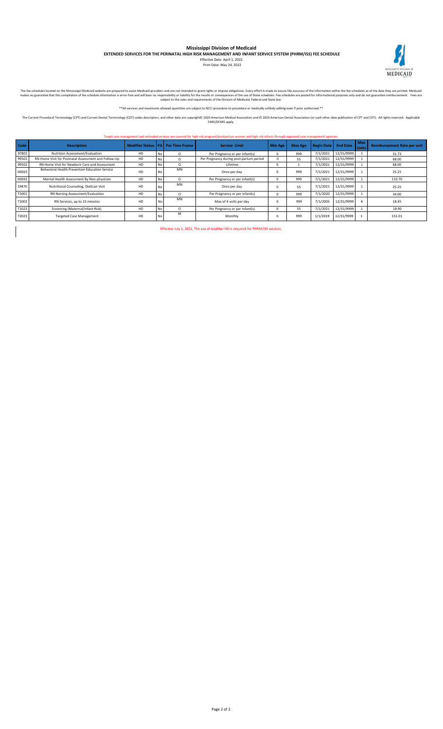# Mississippi Division of Medicaid

## EXTENDED SERVICES FOR THE PERINATAL HIGH RISK MANAGEMENT AND INFANT SERVICE SYSTEM (PHRM/ISS) FEE SCHEDULE

Effective Date: April 1, 2022

Print Date: May 24, 2022

The fee schedules located on the Mississippi Medicaid website are prepared to assist Medicaid providers and are not intended to grant rights or impose obligations. Every effort is made to assure the accuracy of the information within the fee schedules as of the date they are printed. Medicaid makes no guarantee that this compilation of fee schedule information is error-free and will bear no responsibility or liability for the results or consequences of the use of these schedules. Fee schedules are posted for informational purposes only and do not guarantee reimbursement. Fees are subject to the rules and requirements of the Division of Medicaid, Federal and State law.

**All services and maximums allowed quantities are subject to NCCI procedure-to-procedure or medically unlikely editing even if prior authorized.**

The Current Procedural Terminology (CPT) and Current Dental Terminology (CDT) codes descriptors, and other data are copyright© 2020 American Medical Association and © 2020 American Dental Association (or such other date publication of CPT and CDT). All rights reserved. Applicable FARS/DFARS apply.

Target case management and extended services are covered for high risk pregnant/postpartum women and high risk infants through approved case management agencies.

| Code | Description | Modifier Status | PA | Per Time Frame | Service Limit | Min Age | Max Age | Begin Date | End Date | Max Units | Reimbursement Rate per unit |
|---|---|---|---|---|---|---|---|---|---|---|---|
| 97802 | Nutrition Assessment/Evaluation | HD | No | O | Per Pregnancy or per infant(s) | 0 | 999 | 7/1/2021 | 12/31/9999 | 1 | 31.73 |
| 99501 | RN Home Visit for Postnatal Assessment and Follow-Up | HD | No | O | Per Pregnancy during post-partum period | 0 | 55 | 7/1/2021 | 12/31/9999 | 1 | 68.00 |
| 99502 | RN Home Visit for Newborn Care and Assessment | HD | No | O | Lifetime | 0 | 1 | 7/1/2021 | 12/31/9999 | 1 | 68.00 |
| H0025 | Behavioral Health Prevention Education Service | HD | No | MN | Once per day | 0 | 999 | 7/1/2021 | 12/31/9999 | 1 | 25.25 |
| H0031 | Mental Health Assessment By Non-physician | HD | No | O | Per Pregnancy or per infant(s) | 0 | 999 | 7/1/2021 | 12/31/9999 | 1 | 110.70 |
| S9470 | Nutritional Counseling, Dietican Visit | HD | No | MN | Once per day | 0 | 55 | 7/1/2021 | 12/31/9999 | 1 | 25.25 |
| T1001 | RN Nursing Assessment/Evaluation | HD | No | O | Per Pregnancy or per infant(s) | 0 | 999 | 7/1/2020 | 12/31/9999 | 1 | 34.00 |
| T1002 | RN Services, up to 15 minutes | HD | No | MN | Max of 4 units per day | 0 | 999 | 7/1/2005 | 12/31/9999 | 4 | 18.45 |
| T1023 | Screening (Maternal/Infant Risk) | HD | No | O | Per Pregnancy or per infant(s) | 0 | 55 | 7/1/2021 | 12/31/9999 | 1 | 18.90 |
| T2023 | Targeted Case Management | HD | No | M | Monthly | 0 | 999 | 1/1/2019 | 12/31/9999 | 1 | 151.01 |

Effective July 1, 2021, The use of modifier HD is required for PHRM/ISS services.